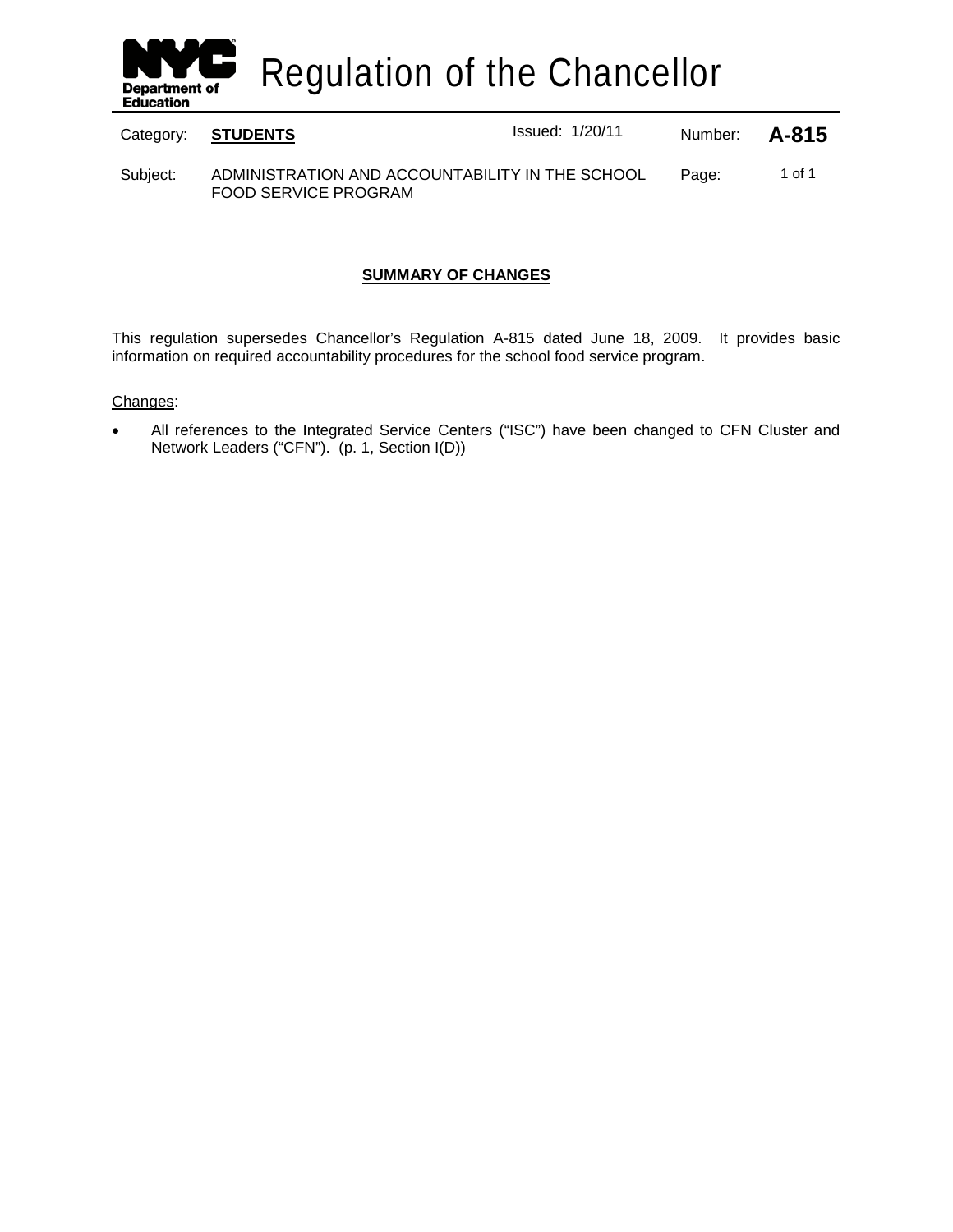# Regulation of the Chancellor

| Category: | **STUDENTS** | Issued: 1/20/11 | Number: | **A-815** |
| --- | --- | --- | --- | --- |
| Subject: | ADMINISTRATION AND ACCOUNTABILITY IN THE SCHOOL FOOD SERVICE PROGRAM | | Page: | 1 of 1 |

## SUMMARY OF CHANGES

This regulation supersedes Chancellor's Regulation A-815 dated June 18, 2009. It provides basic information on required accountability procedures for the school food service program.

Changes:

- All references to the Integrated Service Centers ("ISC") have been changed to CFN Cluster and Network Leaders ("CFN"). (p. 1, Section I(D))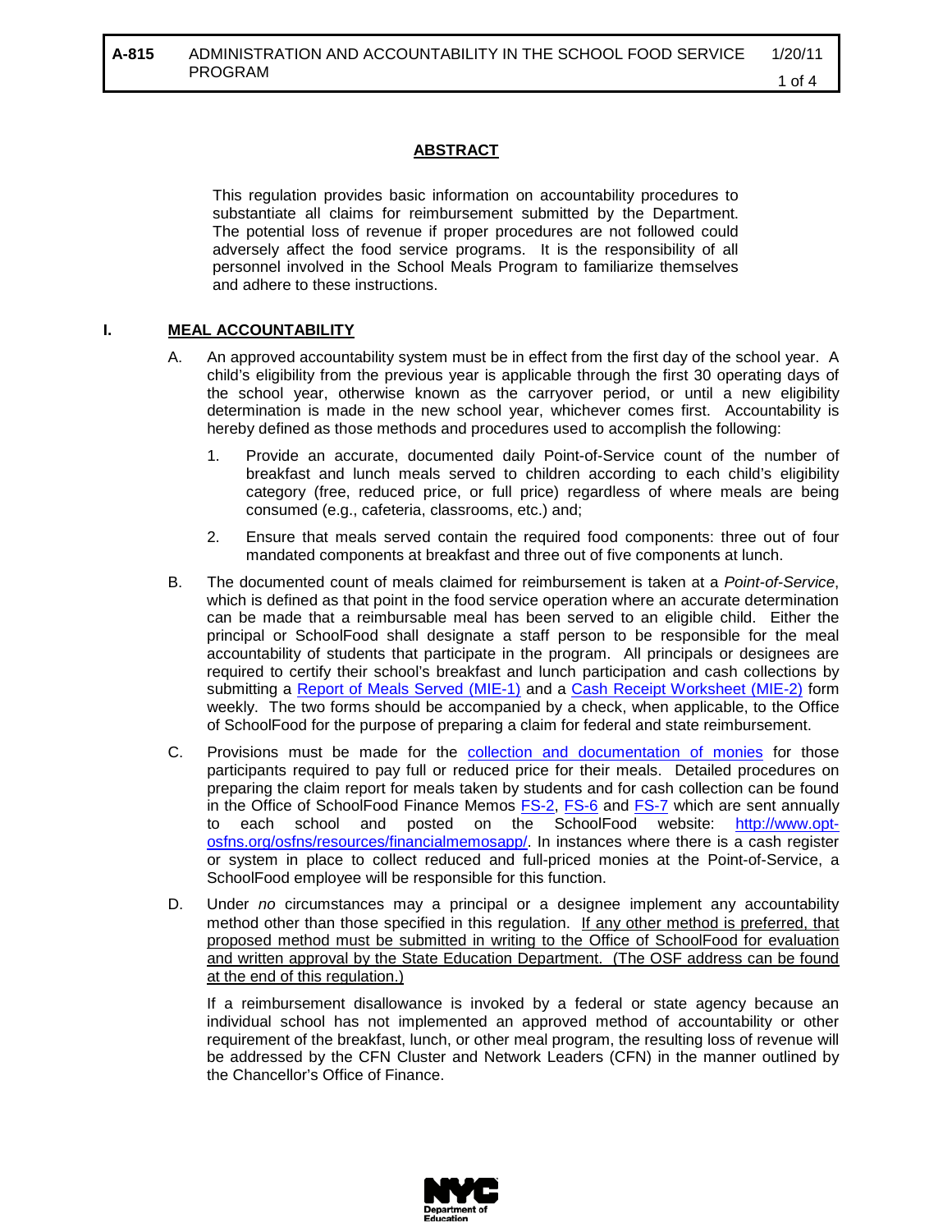## ABSTRACT

This regulation provides basic information on accountability procedures to substantiate all claims for reimbursement submitted by the Department. The potential loss of revenue if proper procedures are not followed could adversely affect the food service programs. It is the responsibility of all personnel involved in the School Meals Program to familiarize themselves and adhere to these instructions.

## I. MEAL ACCOUNTABILITY

A. An approved accountability system must be in effect from the first day of the school year. A child's eligibility from the previous year is applicable through the first 30 operating days of the school year, otherwise known as the carryover period, or until a new eligibility determination is made in the new school year, whichever comes first. Accountability is hereby defined as those methods and procedures used to accomplish the following:

1. Provide an accurate, documented daily Point-of-Service count of the number of breakfast and lunch meals served to children according to each child's eligibility category (free, reduced price, or full price) regardless of where meals are being consumed (e.g., cafeteria, classrooms, etc.) and;

2. Ensure that meals served contain the required food components: three out of four mandated components at breakfast and three out of five components at lunch.

B. The documented count of meals claimed for reimbursement is taken at a *Point-of-Service*, which is defined as that point in the food service operation where an accurate determination can be made that a reimbursable meal has been served to an eligible child. Either the principal or SchoolFood shall designate a staff person to be responsible for the meal accountability of students that participate in the program. All principals or designees are required to certify their school's breakfast and lunch participation and cash collections by submitting a Report of Meals Served (MIE-1) and a Cash Receipt Worksheet (MIE-2) form weekly. The two forms should be accompanied by a check, when applicable, to the Office of SchoolFood for the purpose of preparing a claim for federal and state reimbursement.

C. Provisions must be made for the collection and documentation of monies for those participants required to pay full or reduced price for their meals. Detailed procedures on preparing the claim report for meals taken by students and for cash collection can be found in the Office of SchoolFood Finance Memos FS-2, FS-6 and FS-7 which are sent annually to each school and posted on the SchoolFood website: http://www.opt-osfns.org/osfns/resources/financialmemosapp/. In instances where there is a cash register or system in place to collect reduced and full-priced monies at the Point-of-Service, a SchoolFood employee will be responsible for this function.

D. Under *no* circumstances may a principal or a designee implement any accountability method other than those specified in this regulation. <u>If any other method is preferred, that proposed method must be submitted in writing to the Office of SchoolFood for evaluation and written approval by the State Education Department. (The OSF address can be found at the end of this regulation.)</u>

If a reimbursement disallowance is invoked by a federal or state agency because an individual school has not implemented an approved method of accountability or other requirement of the breakfast, lunch, or other meal program, the resulting loss of revenue will be addressed by the CFN Cluster and Network Leaders (CFN) in the manner outlined by the Chancellor's Office of Finance.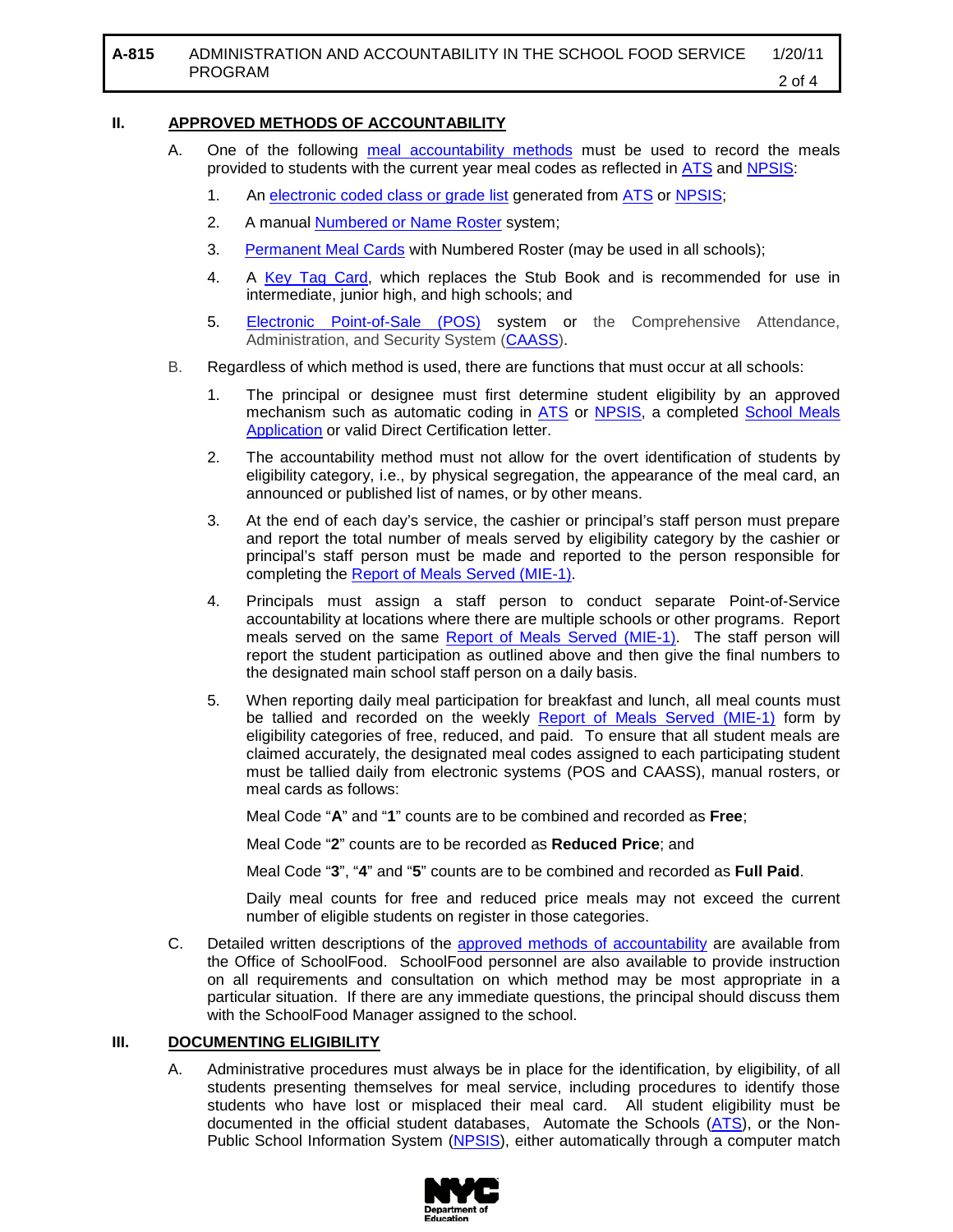## II. APPROVED METHODS OF ACCOUNTABILITY

A. One of the following meal accountability methods must be used to record the meals provided to students with the current year meal codes as reflected in ATS and NPSIS:

1. An electronic coded class or grade list generated from ATS or NPSIS;
2. A manual Numbered or Name Roster system;
3. Permanent Meal Cards with Numbered Roster (may be used in all schools);
4. A Key Tag Card, which replaces the Stub Book and is recommended for use in intermediate, junior high, and high schools; and
5. Electronic Point-of-Sale (POS) system or the Comprehensive Attendance, Administration, and Security System (CAASS).

B. Regardless of which method is used, there are functions that must occur at all schools:

1. The principal or designee must first determine student eligibility by an approved mechanism such as automatic coding in ATS or NPSIS, a completed School Meals Application or valid Direct Certification letter.
2. The accountability method must not allow for the overt identification of students by eligibility category, i.e., by physical segregation, the appearance of the meal card, an announced or published list of names, or by other means.
3. At the end of each day's service, the cashier or principal's staff person must prepare and report the total number of meals served by eligibility category by the cashier or principal's staff person must be made and reported to the person responsible for completing the Report of Meals Served (MIE-1).
4. Principals must assign a staff person to conduct separate Point-of-Service accountability at locations where there are multiple schools or other programs. Report meals served on the same Report of Meals Served (MIE-1). The staff person will report the student participation as outlined above and then give the final numbers to the designated main school staff person on a daily basis.
5. When reporting daily meal participation for breakfast and lunch, all meal counts must be tallied and recorded on the weekly Report of Meals Served (MIE-1) form by eligibility categories of free, reduced, and paid. To ensure that all student meals are claimed accurately, the designated meal codes assigned to each participating student must be tallied daily from electronic systems (POS and CAASS), manual rosters, or meal cards as follows:

   Meal Code "**A**" and "**1**" counts are to be combined and recorded as **Free**;

   Meal Code "**2**" counts are to be recorded as **Reduced Price**; and

   Meal Code "**3**", "**4**" and "**5**" counts are to be combined and recorded as **Full Paid**.

   Daily meal counts for free and reduced price meals may not exceed the current number of eligible students on register in those categories.

C. Detailed written descriptions of the approved methods of accountability are available from the Office of SchoolFood. SchoolFood personnel are also available to provide instruction on all requirements and consultation on which method may be most appropriate in a particular situation. If there are any immediate questions, the principal should discuss them with the SchoolFood Manager assigned to the school.

## III. DOCUMENTING ELIGIBILITY

A. Administrative procedures must always be in place for the identification, by eligibility, of all students presenting themselves for meal service, including procedures to identify those students who have lost or misplaced their meal card. All student eligibility must be documented in the official student databases, Automate the Schools (ATS), or the Non-Public School Information System (NPSIS), either automatically through a computer match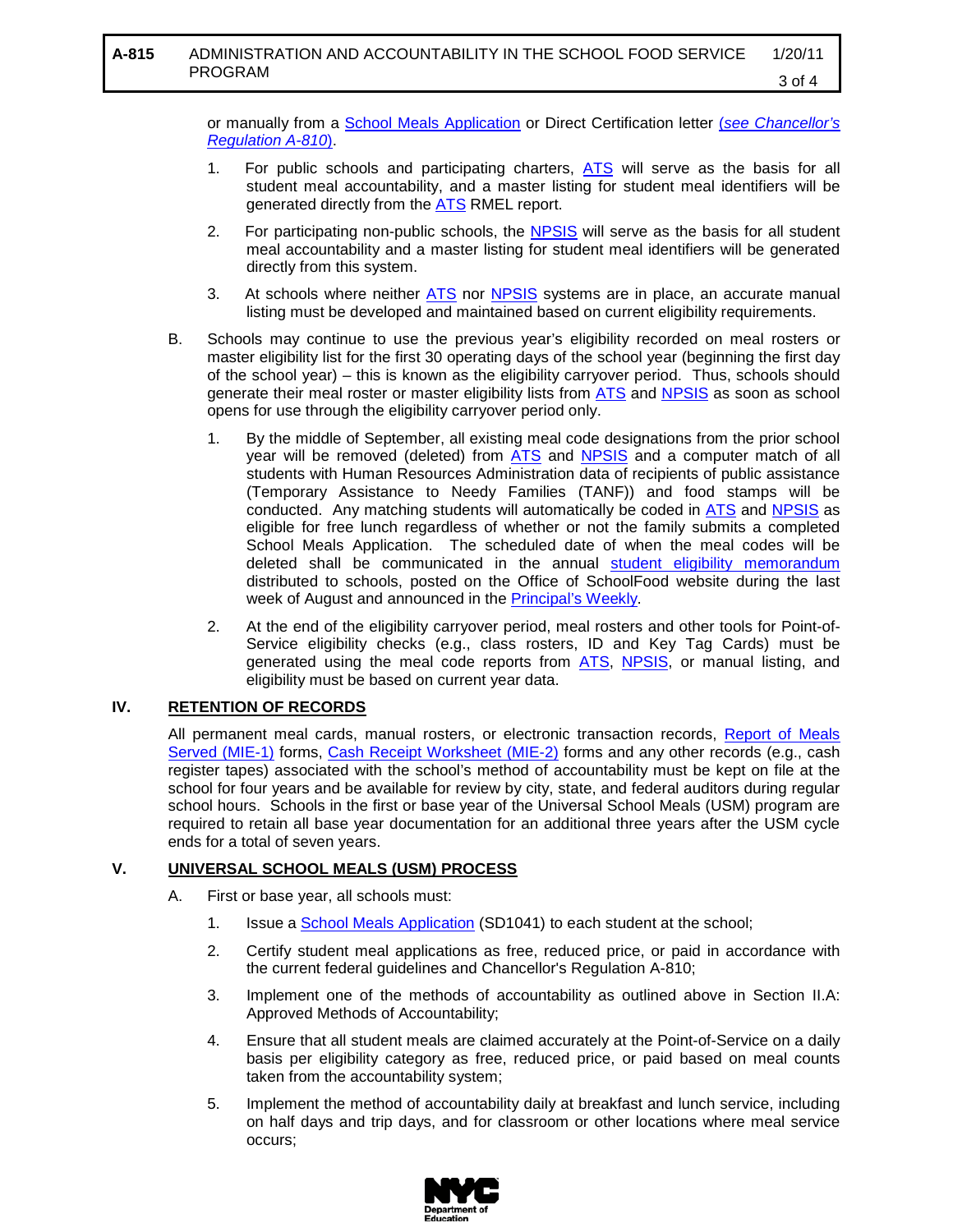or manually from a School Meals Application or Direct Certification letter *(see Chancellor's Regulation A-810)*.

1. For public schools and participating charters, ATS will serve as the basis for all student meal accountability, and a master listing for student meal identifiers will be generated directly from the ATS RMEL report.

2. For participating non-public schools, the NPSIS will serve as the basis for all student meal accountability and a master listing for student meal identifiers will be generated directly from this system.

3. At schools where neither ATS nor NPSIS systems are in place, an accurate manual listing must be developed and maintained based on current eligibility requirements.

B. Schools may continue to use the previous year's eligibility recorded on meal rosters or master eligibility list for the first 30 operating days of the school year (beginning the first day of the school year) – this is known as the eligibility carryover period. Thus, schools should generate their meal roster or master eligibility lists from ATS and NPSIS as soon as school opens for use through the eligibility carryover period only.

1. By the middle of September, all existing meal code designations from the prior school year will be removed (deleted) from ATS and NPSIS and a computer match of all students with Human Resources Administration data of recipients of public assistance (Temporary Assistance to Needy Families (TANF)) and food stamps will be conducted. Any matching students will automatically be coded in ATS and NPSIS as eligible for free lunch regardless of whether or not the family submits a completed School Meals Application. The scheduled date of when the meal codes will be deleted shall be communicated in the annual student eligibility memorandum distributed to schools, posted on the Office of SchoolFood website during the last week of August and announced in the Principal's Weekly.

2. At the end of the eligibility carryover period, meal rosters and other tools for Point-of-Service eligibility checks (e.g., class rosters, ID and Key Tag Cards) must be generated using the meal code reports from ATS, NPSIS, or manual listing, and eligibility must be based on current year data.

## IV. RETENTION OF RECORDS

All permanent meal cards, manual rosters, or electronic transaction records, Report of Meals Served (MIE-1) forms, Cash Receipt Worksheet (MIE-2) forms and any other records (e.g., cash register tapes) associated with the school's method of accountability must be kept on file at the school for four years and be available for review by city, state, and federal auditors during regular school hours. Schools in the first or base year of the Universal School Meals (USM) program are required to retain all base year documentation for an additional three years after the USM cycle ends for a total of seven years.

## V. UNIVERSAL SCHOOL MEALS (USM) PROCESS

A. First or base year, all schools must:

1. Issue a School Meals Application (SD1041) to each student at the school;

2. Certify student meal applications as free, reduced price, or paid in accordance with the current federal guidelines and Chancellor's Regulation A-810;

3. Implement one of the methods of accountability as outlined above in Section II.A: Approved Methods of Accountability;

4. Ensure that all student meals are claimed accurately at the Point-of-Service on a daily basis per eligibility category as free, reduced price, or paid based on meal counts taken from the accountability system;

5. Implement the method of accountability daily at breakfast and lunch service, including on half days and trip days, and for classroom or other locations where meal service occurs;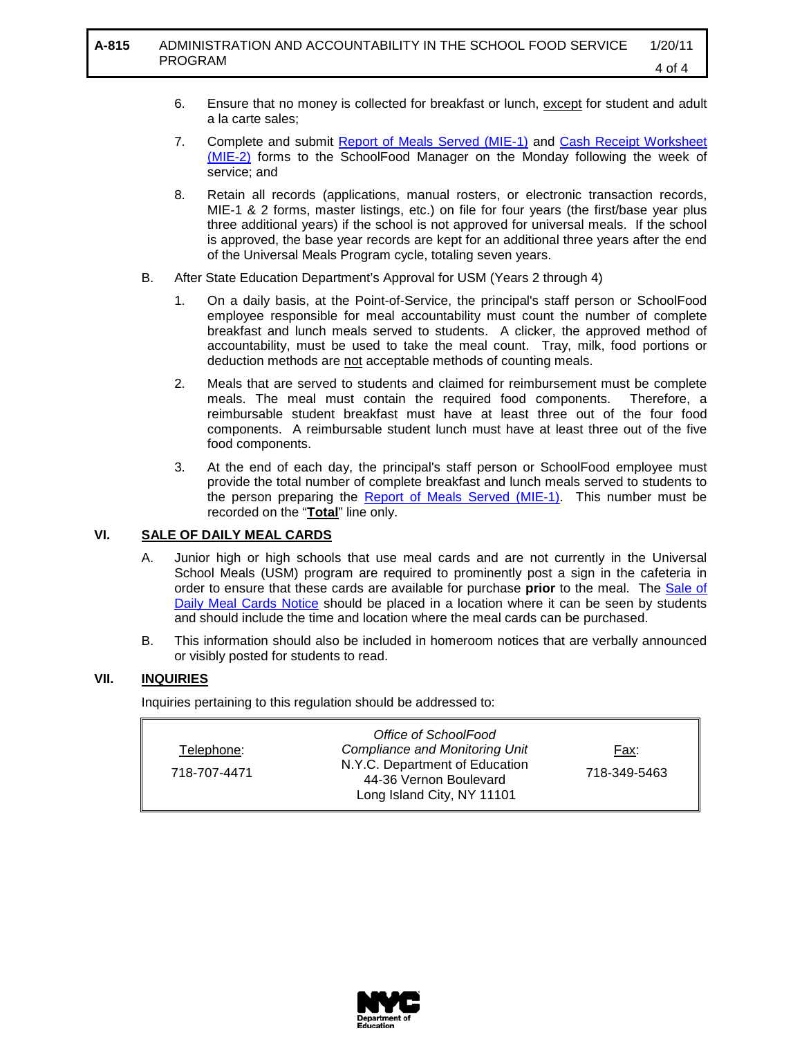6. Ensure that no money is collected for breakfast or lunch, except for student and adult a la carte sales;

7. Complete and submit Report of Meals Served (MIE-1) and Cash Receipt Worksheet (MIE-2) forms to the SchoolFood Manager on the Monday following the week of service; and

8. Retain all records (applications, manual rosters, or electronic transaction records, MIE-1 & 2 forms, master listings, etc.) on file for four years (the first/base year plus three additional years) if the school is not approved for universal meals. If the school is approved, the base year records are kept for an additional three years after the end of the Universal Meals Program cycle, totaling seven years.

B. After State Education Department's Approval for USM (Years 2 through 4)

1. On a daily basis, at the Point-of-Service, the principal's staff person or SchoolFood employee responsible for meal accountability must count the number of complete breakfast and lunch meals served to students. A clicker, the approved method of accountability, must be used to take the meal count. Tray, milk, food portions or deduction methods are not acceptable methods of counting meals.

2. Meals that are served to students and claimed for reimbursement must be complete meals. The meal must contain the required food components. Therefore, a reimbursable student breakfast must have at least three out of the four food components. A reimbursable student lunch must have at least three out of the five food components.

3. At the end of each day, the principal's staff person or SchoolFood employee must provide the total number of complete breakfast and lunch meals served to students to the person preparing the Report of Meals Served (MIE-1). This number must be recorded on the "**Total**" line only.

## VI. SALE OF DAILY MEAL CARDS

A. Junior high or high schools that use meal cards and are not currently in the Universal School Meals (USM) program are required to prominently post a sign in the cafeteria in order to ensure that these cards are available for purchase **prior** to the meal. The Sale of Daily Meal Cards Notice should be placed in a location where it can be seen by students and should include the time and location where the meal cards can be purchased.

B. This information should also be included in homeroom notices that are verbally announced or visibly posted for students to read.

## VII. INQUIRIES

Inquiries pertaining to this regulation should be addressed to:

| | | |
|---|---|---|
| Telephone:<br>718-707-4471 | *Office of SchoolFood*<br>*Compliance and Monitoring Unit*<br>N.Y.C. Department of Education<br>44-36 Vernon Boulevard<br>Long Island City, NY 11101 | Fax:<br>718-349-5463 |